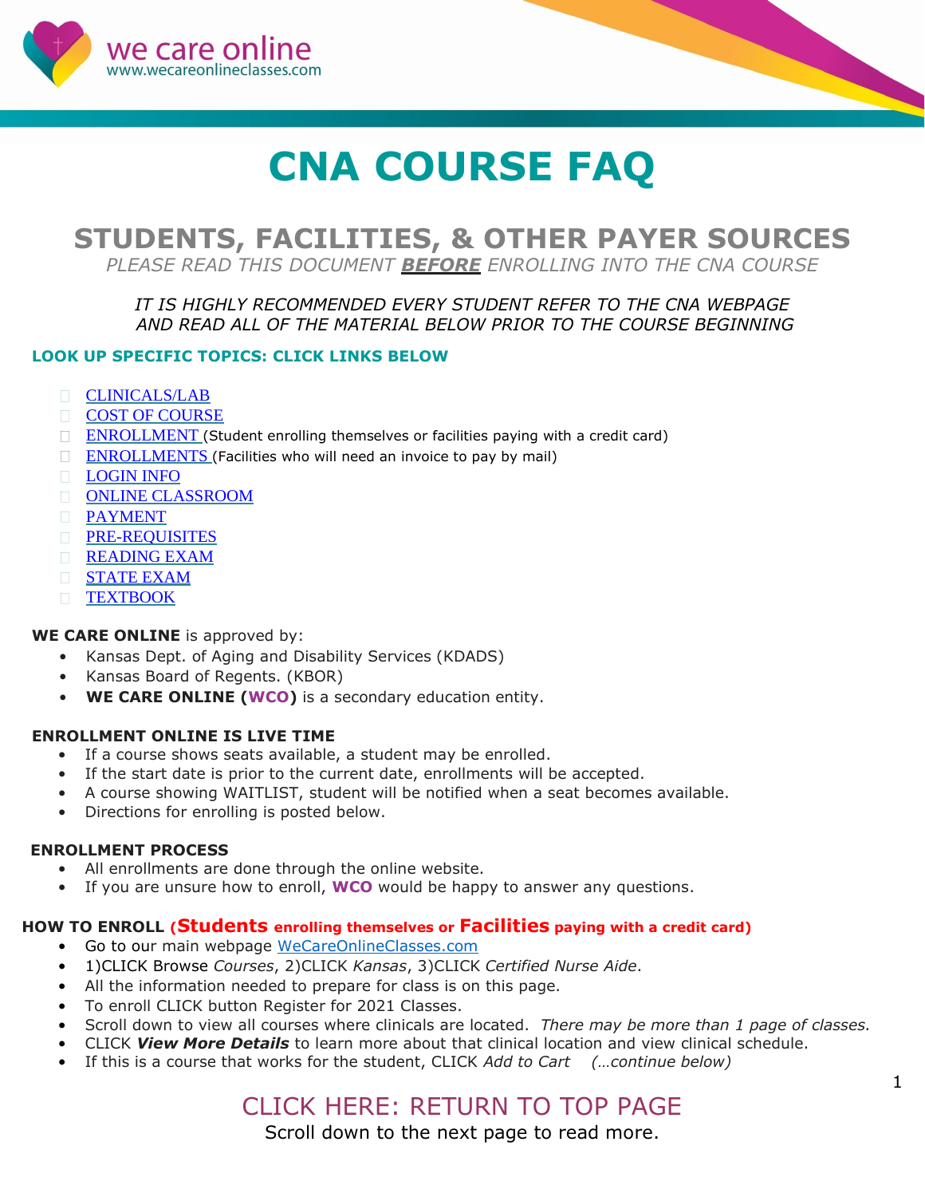we care online
www.wecareonlineclasses.com

# CNA COURSE FAQ

## STUDENTS, FACILITIES, & OTHER PAYER SOURCES

*PLEASE READ THIS DOCUMENT **BEFORE** ENROLLING INTO THE CNA COURSE*

*IT IS HIGHLY RECOMMENDED EVERY STUDENT REFER TO THE CNA WEBPAGE AND READ ALL OF THE MATERIAL BELOW PRIOR TO THE COURSE BEGINNING*

**LOOK UP SPECIFIC TOPICS: CLICK LINKS BELOW**

- CLINICALS/LAB
- COST OF COURSE
- ENROLLMENT (Student enrolling themselves or facilities paying with a credit card)
- ENROLLMENTS (Facilities who will need an invoice to pay by mail)
- LOGIN INFO
- ONLINE CLASSROOM
- PAYMENT
- PRE-REQUISITES
- READING EXAM
- STATE EXAM
- TEXTBOOK

**WE CARE ONLINE** is approved by:

- Kansas Dept. of Aging and Disability Services (KDADS)
- Kansas Board of Regents. (KBOR)
- **WE CARE ONLINE (WCO)** is a secondary education entity.

**ENROLLMENT ONLINE IS LIVE TIME**

- If a course shows seats available, a student may be enrolled.
- If the start date is prior to the current date, enrollments will be accepted.
- A course showing WAITLIST, student will be notified when a seat becomes available.
- Directions for enrolling is posted below.

**ENROLLMENT PROCESS**

- All enrollments are done through the online website.
- If you are unsure how to enroll, **WCO** would be happy to answer any questions.

**HOW TO ENROLL (Students enrolling themselves or Facilities paying with a credit card)**

- Go to our main webpage WeCareOnlineClasses.com
- 1)CLICK Browse *Courses*, 2)CLICK *Kansas*, 3)CLICK *Certified Nurse Aide*.
- All the information needed to prepare for class is on this page.
- To enroll CLICK button Register for 2021 Classes.
- Scroll down to view all courses where clinicals are located. *There may be more than 1 page of classes.*
- CLICK ***View More Details*** to learn more about that clinical location and view clinical schedule.
- If this is a course that works for the student, CLICK *Add to Cart* *(…continue below)*

CLICK HERE: RETURN TO TOP PAGE

Scroll down to the next page to read more.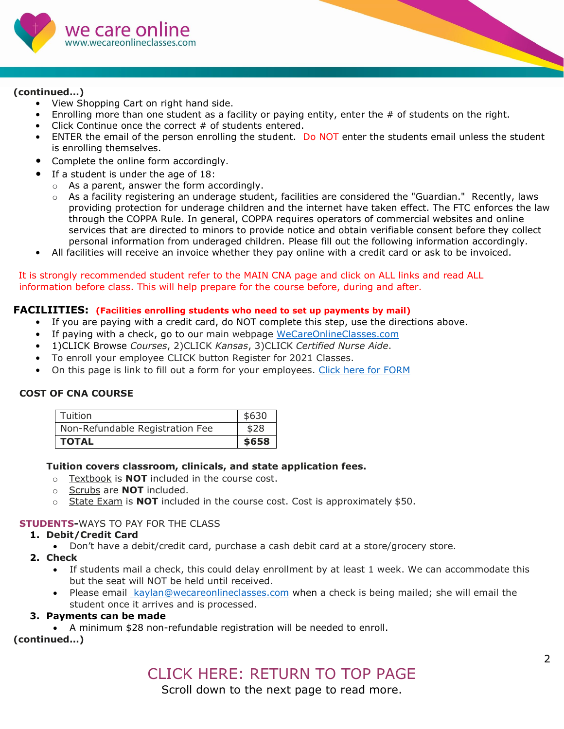**(continued…)**

- View Shopping Cart on right hand side.
- Enrolling more than one student as a facility or paying entity, enter the # of students on the right.
- Click Continue once the correct # of students entered.
- ENTER the email of the person enrolling the student. Do NOT enter the students email unless the student is enrolling themselves.
- Complete the online form accordingly.
- If a student is under the age of 18:
  - As a parent, answer the form accordingly.
  - As a facility registering an underage student, facilities are considered the "Guardian." Recently, laws providing protection for underage children and the internet have taken effect. The FTC enforces the law through the COPPA Rule. In general, COPPA requires operators of commercial websites and online services that are directed to minors to provide notice and obtain verifiable consent before they collect personal information from underaged children. Please fill out the following information accordingly.
- All facilities will receive an invoice whether they pay online with a credit card or ask to be invoiced.

It is strongly recommended student refer to the MAIN CNA page and click on ALL links and read ALL information before class. This will help prepare for the course before, during and after.

## FACILIITIES: **(Facilities enrolling students who need to set up payments by mail)**

- If you are paying with a credit card, do NOT complete this step, use the directions above.
- If paying with a check, go to our main webpage WeCareOnlineClasses.com
- 1)CLICK Browse *Courses*, 2)CLICK *Kansas*, 3)CLICK *Certified Nurse Aide*.
- To enroll your employee CLICK button Register for 2021 Classes.
- On this page is link to fill out a form for your employees. Click here for FORM

### COST OF CNA COURSE

| Tuition | $630 |
|---|---|
| Non-Refundable Registration Fee | $28 |
| **TOTAL** | **$658** |

**Tuition covers classroom, clinicals, and state application fees.**

- Textbook is **NOT** included in the course cost.
- Scrubs are **NOT** included.
- State Exam is **NOT** included in the course cost. Cost is approximately $50.

**STUDENTS-**WAYS TO PAY FOR THE CLASS

1. **Debit/Credit Card**
   - Don't have a debit/credit card, purchase a cash debit card at a store/grocery store.
2. **Check**
   - If students mail a check, this could delay enrollment by at least 1 week. We can accommodate this but the seat will NOT be held until received.
   - Please email kaylan@wecareonlineclasses.com when a check is being mailed; she will email the student once it arrives and is processed.
3. **Payments can be made**
   - A minimum $28 non-refundable registration will be needed to enroll.

**(continued…)**

CLICK HERE: RETURN TO TOP PAGE

Scroll down to the next page to read more.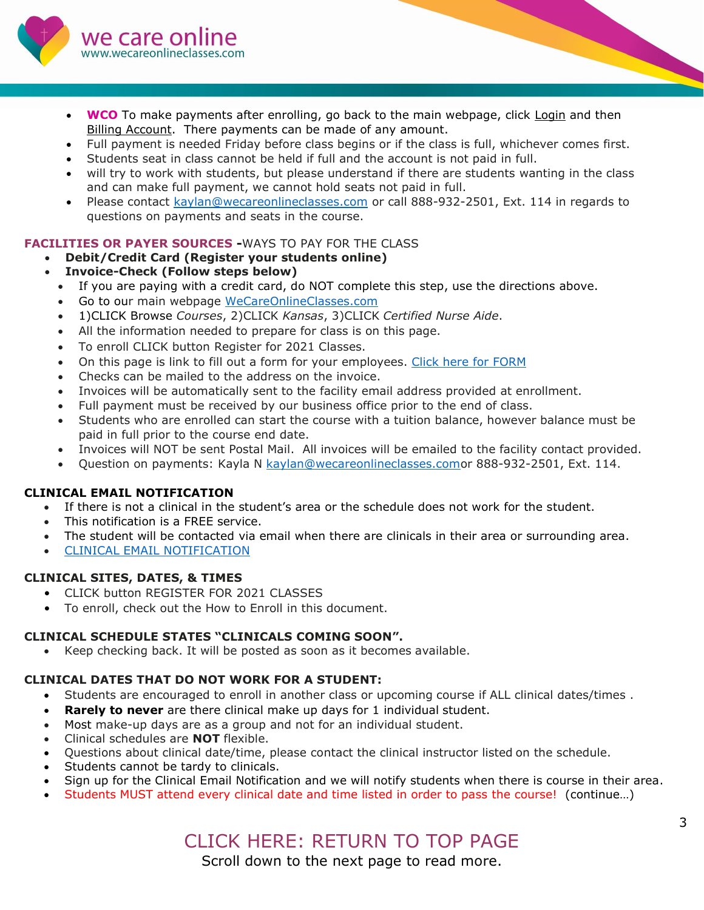- **WCO** To make payments after enrolling, go back to the main webpage, click Login and then Billing Account. There payments can be made of any amount.
- Full payment is needed Friday before class begins or if the class is full, whichever comes first.
- Students seat in class cannot be held if full and the account is not paid in full.
- will try to work with students, but please understand if there are students wanting in the class and can make full payment, we cannot hold seats not paid in full.
- Please contact kaylan@wecareonlineclasses.com or call 888-932-2501, Ext. 114 in regards to questions on payments and seats in the course.

**FACILITIES OR PAYER SOURCES -**WAYS TO PAY FOR THE CLASS

- **Debit/Credit Card (Register your students online)**
- **Invoice-Check (Follow steps below)**
  - If you are paying with a credit card, do NOT complete this step, use the directions above.
  - Go to our main webpage WeCareOnlineClasses.com
  - 1)CLICK Browse *Courses*, 2)CLICK *Kansas*, 3)CLICK *Certified Nurse Aide*.
  - All the information needed to prepare for class is on this page.
  - To enroll CLICK button Register for 2021 Classes.
  - On this page is link to fill out a form for your employees. Click here for FORM
  - Checks can be mailed to the address on the invoice.
  - Invoices will be automatically sent to the facility email address provided at enrollment.
  - Full payment must be received by our business office prior to the end of class.
  - Students who are enrolled can start the course with a tuition balance, however balance must be paid in full prior to the course end date.
  - Invoices will NOT be sent Postal Mail. All invoices will be emailed to the facility contact provided.
  - Question on payments: Kayla N kaylan@wecareonlineclasses.comor 888-932-2501, Ext. 114.

**CLINICAL EMAIL NOTIFICATION**

- If there is not a clinical in the student's area or the schedule does not work for the student.
- This notification is a FREE service.
- The student will be contacted via email when there are clinicals in their area or surrounding area.
- CLINICAL EMAIL NOTIFICATION

**CLINICAL SITES, DATES, & TIMES**

- CLICK button REGISTER FOR 2021 CLASSES
- To enroll, check out the How to Enroll in this document.

**CLINICAL SCHEDULE STATES "CLINICALS COMING SOON".**

- Keep checking back. It will be posted as soon as it becomes available.

**CLINICAL DATES THAT DO NOT WORK FOR A STUDENT:**

- Students are encouraged to enroll in another class or upcoming course if ALL clinical dates/times .
- **Rarely to never** are there clinical make up days for 1 individual student.
- Most make-up days are as a group and not for an individual student.
- Clinical schedules are **NOT** flexible.
- Questions about clinical date/time, please contact the clinical instructor listed on the schedule.
- Students cannot be tardy to clinicals.
- Sign up for the Clinical Email Notification and we will notify students when there is course in their area.
- Students MUST attend every clinical date and time listed in order to pass the course! (continue…)

CLICK HERE: RETURN TO TOP PAGE

Scroll down to the next page to read more.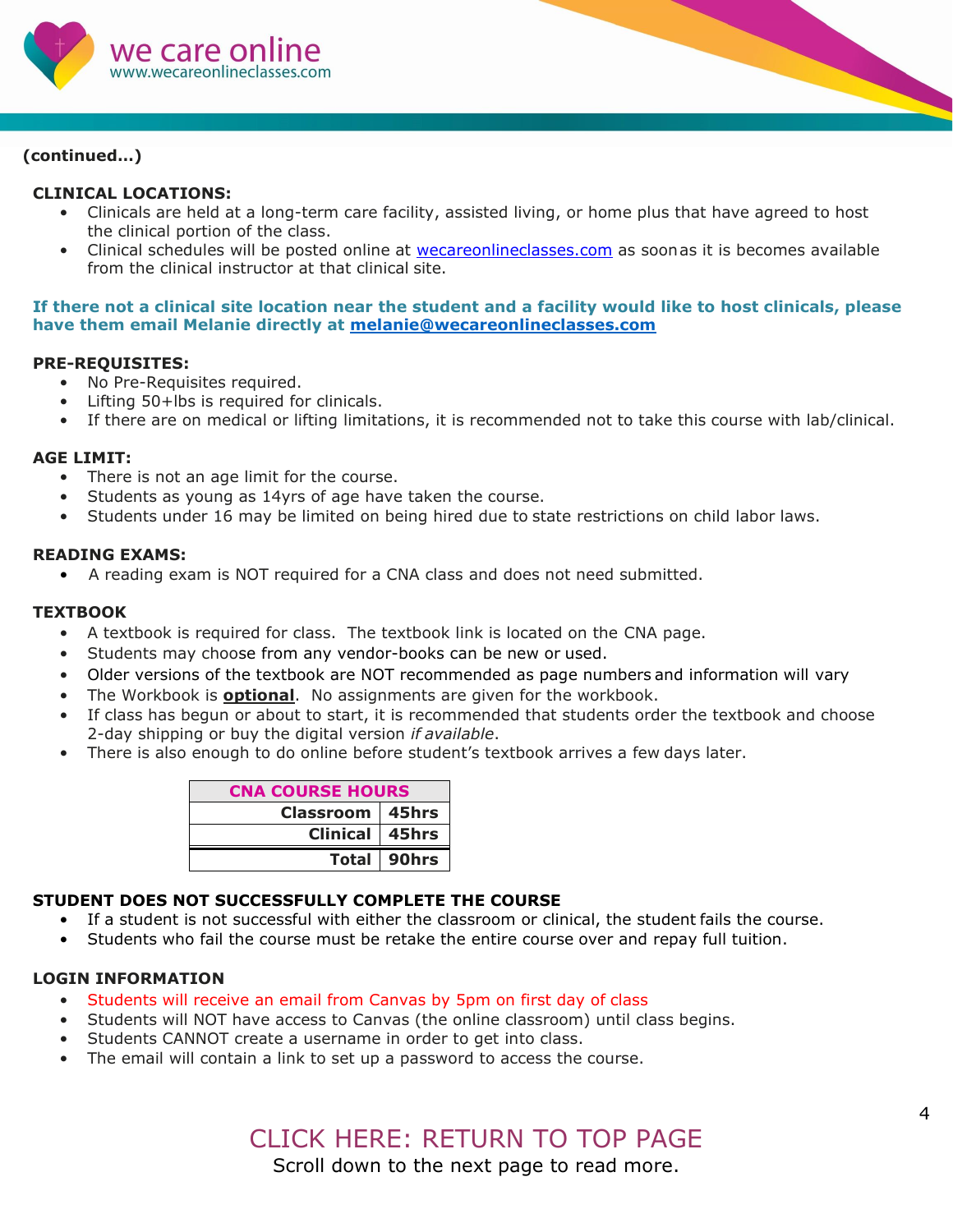**(continued…)**

**CLINICAL LOCATIONS:**

- Clinicals are held at a long-term care facility, assisted living, or home plus that have agreed to host the clinical portion of the class.
- Clinical schedules will be posted online at [wecareonlineclasses.com](wecareonlineclasses.com) as soonas it is becomes available from the clinical instructor at that clinical site.

**If there not a clinical site location near the student and a facility would like to host clinicals, please have them email Melanie directly at [melanie@wecareonlineclasses.com](mailto:melanie@wecareonlineclasses.com)**

**PRE-REQUISITES:**

- No Pre-Requisites required.
- Lifting 50+lbs is required for clinicals.
- If there are on medical or lifting limitations, it is recommended not to take this course with lab/clinical.

**AGE LIMIT:**

- There is not an age limit for the course.
- Students as young as 14yrs of age have taken the course.
- Students under 16 may be limited on being hired due to state restrictions on child labor laws.

**READING EXAMS:**

- A reading exam is NOT required for a CNA class and does not need submitted.

**TEXTBOOK**

- A textbook is required for class. The textbook link is located on the CNA page.
- Students may choose from any vendor-books can be new or used.
- Older versions of the textbook are NOT recommended as page numbers and information will vary
- The Workbook is **optional**. No assignments are given for the workbook.
- If class has begun or about to start, it is recommended that students order the textbook and choose 2-day shipping or buy the digital version *if available*.
- There is also enough to do online before student's textbook arrives a few days later.

| CNA COURSE HOURS | |
|---|---|
| **Classroom** | **45hrs** |
| **Clinical** | **45hrs** |
| **Total** | **90hrs** |

**STUDENT DOES NOT SUCCESSFULLY COMPLETE THE COURSE**

- If a student is not successful with either the classroom or clinical, the student fails the course.
- Students who fail the course must be retake the entire course over and repay full tuition.

**LOGIN INFORMATION**

- Students will receive an email from Canvas by 5pm on first day of class
- Students will NOT have access to Canvas (the online classroom) until class begins.
- Students CANNOT create a username in order to get into class.
- The email will contain a link to set up a password to access the course.

CLICK HERE: RETURN TO TOP PAGE

Scroll down to the next page to read more.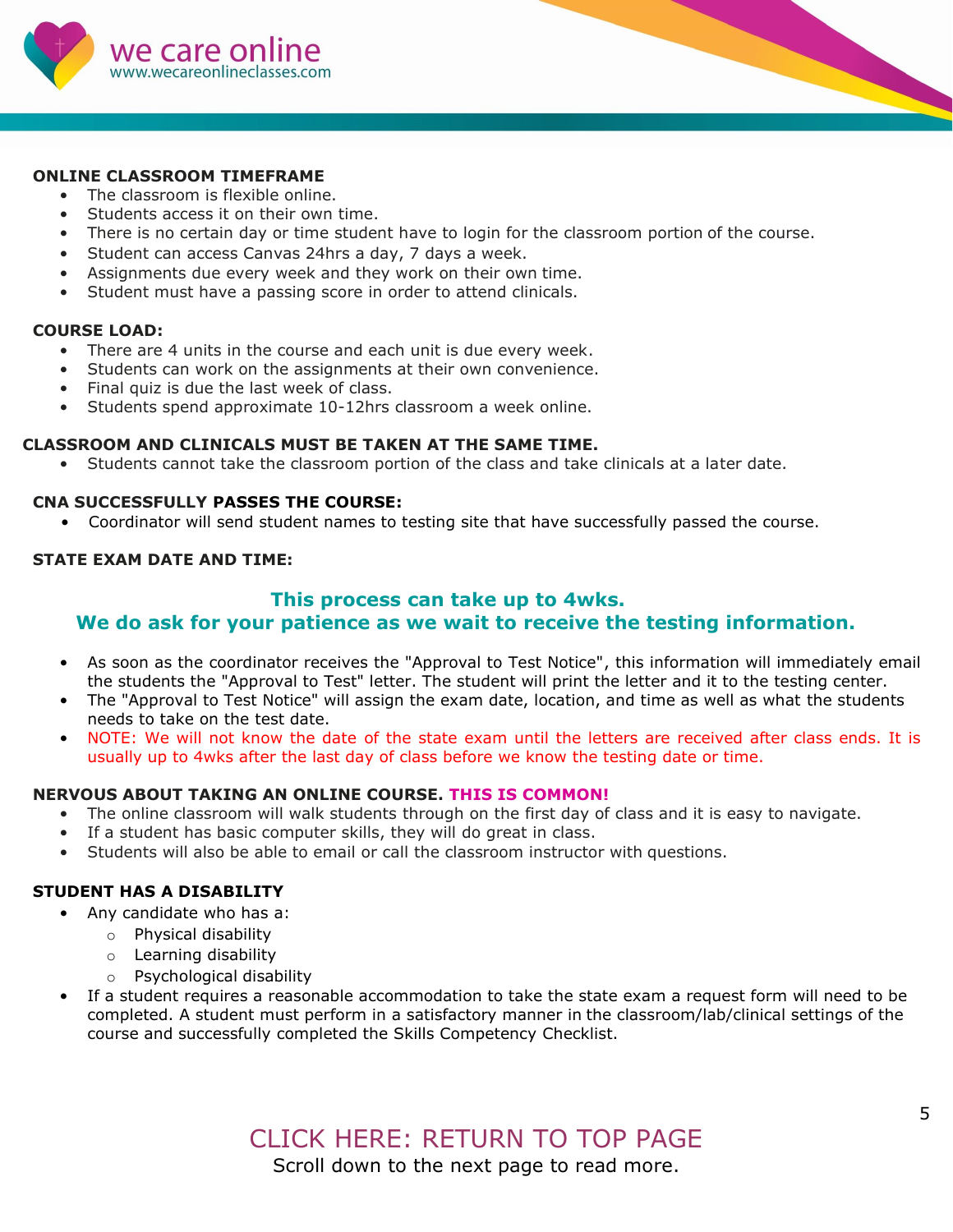**ONLINE CLASSROOM TIMEFRAME**

- The classroom is flexible online.
- Students access it on their own time.
- There is no certain day or time student have to login for the classroom portion of the course.
- Student can access Canvas 24hrs a day, 7 days a week.
- Assignments due every week and they work on their own time.
- Student must have a passing score in order to attend clinicals.

**COURSE LOAD:**

- There are 4 units in the course and each unit is due every week.
- Students can work on the assignments at their own convenience.
- Final quiz is due the last week of class.
- Students spend approximate 10-12hrs classroom a week online.

**CLASSROOM AND CLINICALS MUST BE TAKEN AT THE SAME TIME.**

- Students cannot take the classroom portion of the class and take clinicals at a later date.

**CNA SUCCESSFULLY PASSES THE COURSE:**

- Coordinator will send student names to testing site that have successfully passed the course.

**STATE EXAM DATE AND TIME:**

**This process can take up to 4wks.**
**We do ask for your patience as we wait to receive the testing information.**

- As soon as the coordinator receives the "Approval to Test Notice", this information will immediately email the students the "Approval to Test" letter. The student will print the letter and it to the testing center.
- The "Approval to Test Notice" will assign the exam date, location, and time as well as what the students needs to take on the test date.
- NOTE: We will not know the date of the state exam until the letters are received after class ends. It is usually up to 4wks after the last day of class before we know the testing date or time.

**NERVOUS ABOUT TAKING AN ONLINE COURSE. THIS IS COMMON!**

- The online classroom will walk students through on the first day of class and it is easy to navigate.
- If a student has basic computer skills, they will do great in class.
- Students will also be able to email or call the classroom instructor with questions.

**STUDENT HAS A DISABILITY**

- Any candidate who has a:
  - Physical disability
  - Learning disability
  - Psychological disability
- If a student requires a reasonable accommodation to take the state exam a request form will need to be completed. A student must perform in a satisfactory manner in the classroom/lab/clinical settings of the course and successfully completed the Skills Competency Checklist.

CLICK HERE: RETURN TO TOP PAGE

Scroll down to the next page to read more.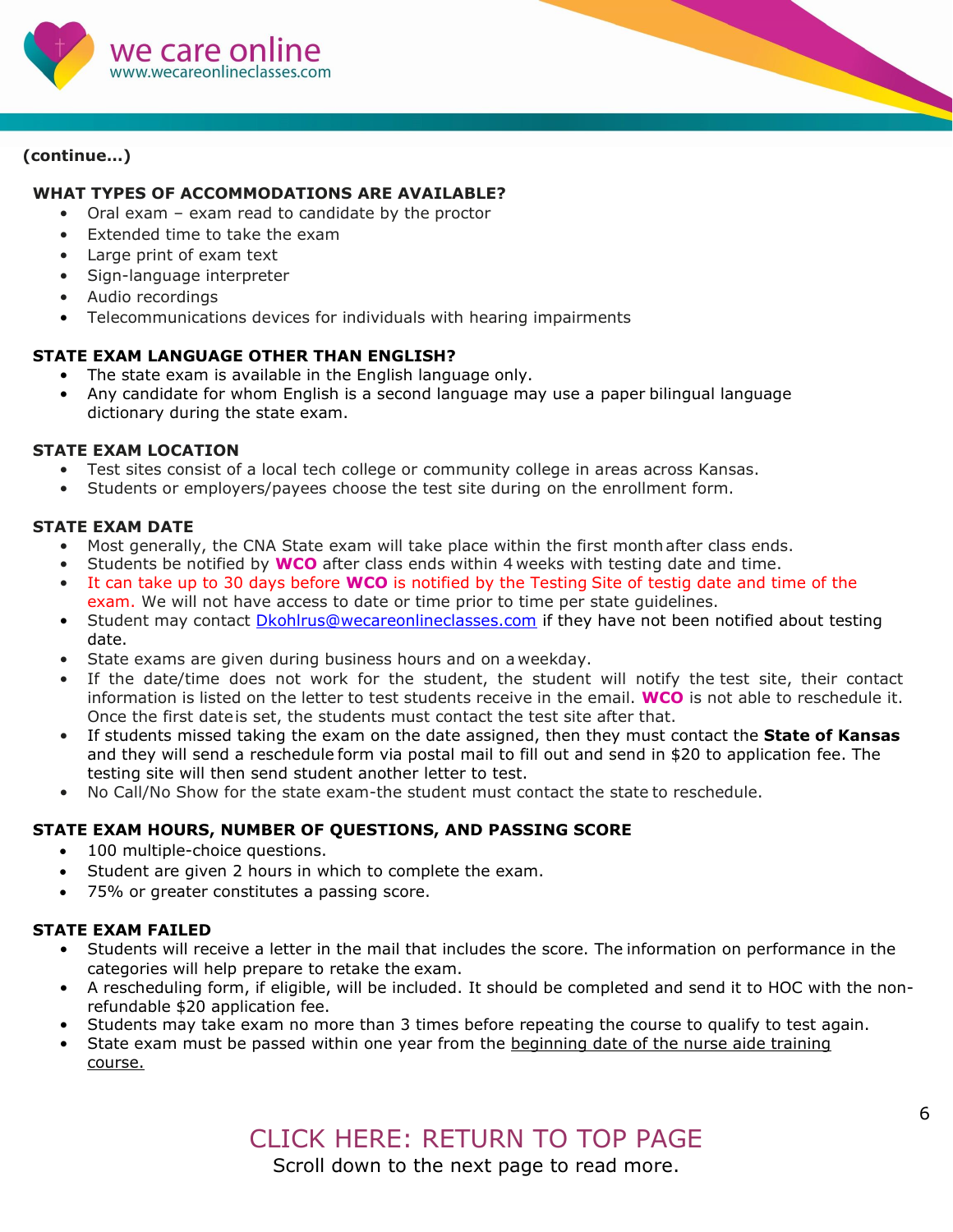**(continue…)**

## WHAT TYPES OF ACCOMMODATIONS ARE AVAILABLE?

- Oral exam – exam read to candidate by the proctor
- Extended time to take the exam
- Large print of exam text
- Sign-language interpreter
- Audio recordings
- Telecommunications devices for individuals with hearing impairments

## STATE EXAM LANGUAGE OTHER THAN ENGLISH?

- The state exam is available in the English language only.
- Any candidate for whom English is a second language may use a paper bilingual language dictionary during the state exam.

## STATE EXAM LOCATION

- Test sites consist of a local tech college or community college in areas across Kansas.
- Students or employers/payees choose the test site during on the enrollment form.

## STATE EXAM DATE

- Most generally, the CNA State exam will take place within the first month after class ends.
- Students be notified by **WCO** after class ends within 4 weeks with testing date and time.
- It can take up to 30 days before **WCO** is notified by the Testing Site of testig date and time of the exam. We will not have access to date or time prior to time per state guidelines.
- Student may contact Dkohlrus@wecareonlineclasses.com if they have not been notified about testing date.
- State exams are given during business hours and on a weekday.
- If the date/time does not work for the student, the student will notify the test site, their contact information is listed on the letter to test students receive in the email. **WCO** is not able to reschedule it. Once the first date is set, the students must contact the test site after that.
- If students missed taking the exam on the date assigned, then they must contact the **State of Kansas** and they will send a reschedule form via postal mail to fill out and send in $20 to application fee. The testing site will then send student another letter to test.
- No Call/No Show for the state exam-the student must contact the state to reschedule.

## STATE EXAM HOURS, NUMBER OF QUESTIONS, AND PASSING SCORE

- 100 multiple-choice questions.
- Student are given 2 hours in which to complete the exam.
- 75% or greater constitutes a passing score.

## STATE EXAM FAILED

- Students will receive a letter in the mail that includes the score. The information on performance in the categories will help prepare to retake the exam.
- A rescheduling form, if eligible, will be included. It should be completed and send it to HOC with the non-refundable $20 application fee.
- Students may take exam no more than 3 times before repeating the course to qualify to test again.
- State exam must be passed within one year from the beginning date of the nurse aide training course.

CLICK HERE: RETURN TO TOP PAGE

Scroll down to the next page to read more.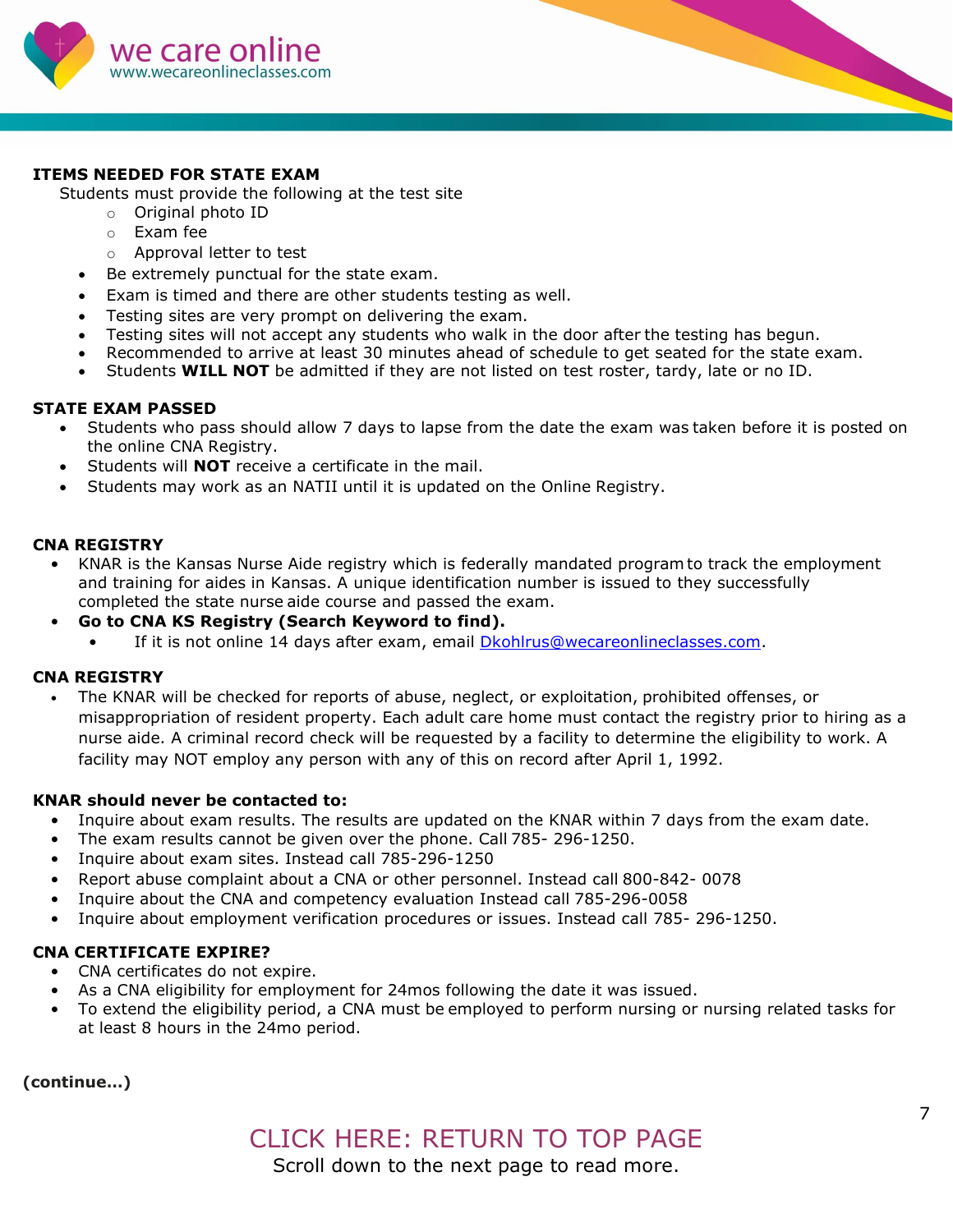## ITEMS NEEDED FOR STATE EXAM

Students must provide the following at the test site

- Original photo ID
- Exam fee
- Approval letter to test

- Be extremely punctual for the state exam.
- Exam is timed and there are other students testing as well.
- Testing sites are very prompt on delivering the exam.
- Testing sites will not accept any students who walk in the door after the testing has begun.
- Recommended to arrive at least 30 minutes ahead of schedule to get seated for the state exam.
- Students **WILL NOT** be admitted if they are not listed on test roster, tardy, late or no ID.

## STATE EXAM PASSED

- Students who pass should allow 7 days to lapse from the date the exam was taken before it is posted on the online CNA Registry.
- Students will **NOT** receive a certificate in the mail.
- Students may work as an NATII until it is updated on the Online Registry.

## CNA REGISTRY

- KNAR is the Kansas Nurse Aide registry which is federally mandated program to track the employment and training for aides in Kansas. A unique identification number is issued to they successfully completed the state nurse aide course and passed the exam.
- **Go to CNA KS Registry (Search Keyword to find).**
  - If it is not online 14 days after exam, email Dkohlrus@wecareonlineclasses.com.

## CNA REGISTRY

- The KNAR will be checked for reports of abuse, neglect, or exploitation, prohibited offenses, or misappropriation of resident property. Each adult care home must contact the registry prior to hiring as a nurse aide. A criminal record check will be requested by a facility to determine the eligibility to work. A facility may NOT employ any person with any of this on record after April 1, 1992.

## KNAR should never be contacted to:

- Inquire about exam results. The results are updated on the KNAR within 7 days from the exam date.
- The exam results cannot be given over the phone. Call 785- 296-1250.
- Inquire about exam sites. Instead call 785-296-1250
- Report abuse complaint about a CNA or other personnel. Instead call 800-842- 0078
- Inquire about the CNA and competency evaluation Instead call 785-296-0058
- Inquire about employment verification procedures or issues. Instead call 785- 296-1250.

## CNA CERTIFICATE EXPIRE?

- CNA certificates do not expire.
- As a CNA eligibility for employment for 24mos following the date it was issued.
- To extend the eligibility period, a CNA must be employed to perform nursing or nursing related tasks for at least 8 hours in the 24mo period.

**(continue...)**

CLICK HERE: RETURN TO TOP PAGE

Scroll down to the next page to read more.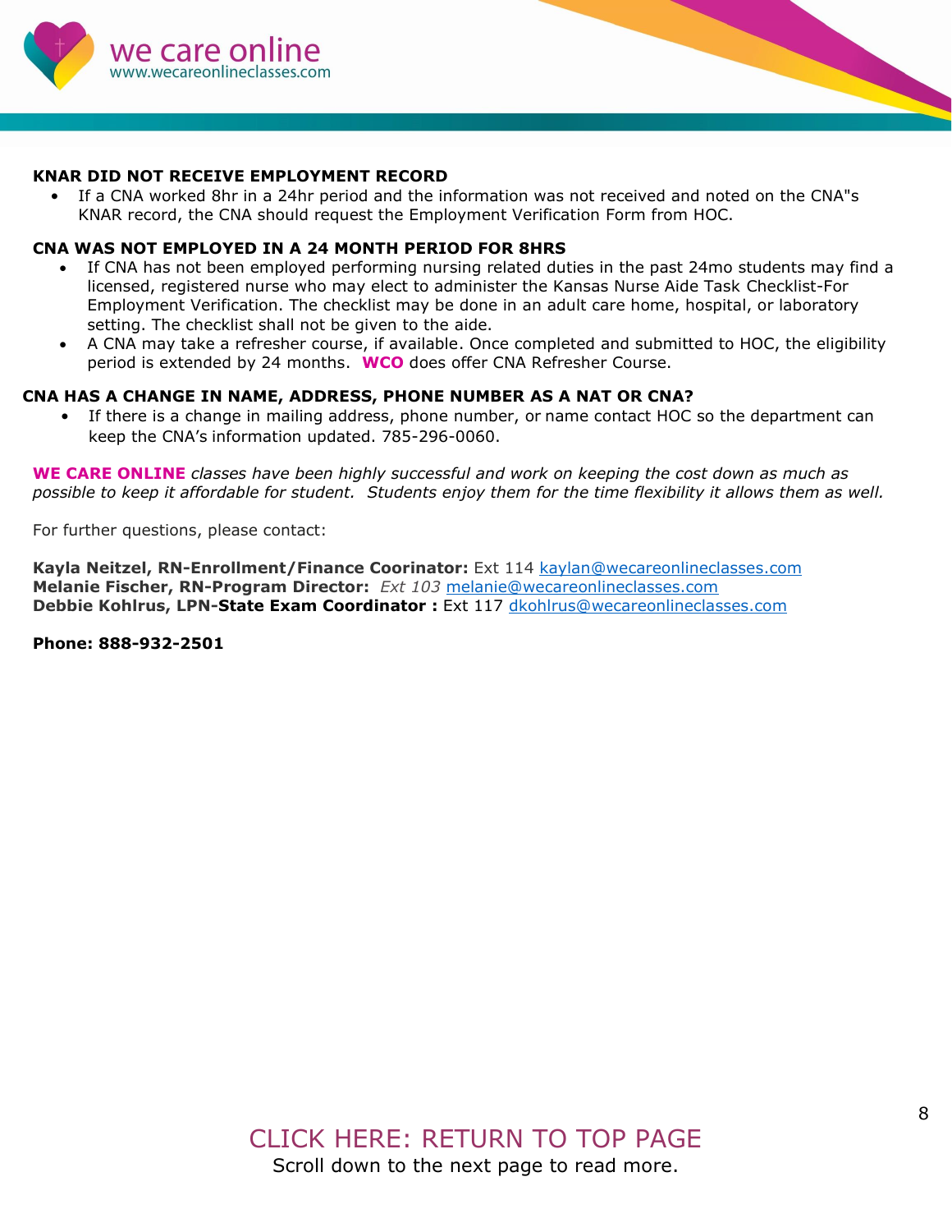### KNAR DID NOT RECEIVE EMPLOYMENT RECORD

- If a CNA worked 8hr in a 24hr period and the information was not received and noted on the CNA"s KNAR record, the CNA should request the Employment Verification Form from HOC.

### CNA WAS NOT EMPLOYED IN A 24 MONTH PERIOD FOR 8HRS

- If CNA has not been employed performing nursing related duties in the past 24mo students may find a licensed, registered nurse who may elect to administer the Kansas Nurse Aide Task Checklist-For Employment Verification. The checklist may be done in an adult care home, hospital, or laboratory setting. The checklist shall not be given to the aide.
- A CNA may take a refresher course, if available. Once completed and submitted to HOC, the eligibility period is extended by 24 months. **WCO** does offer CNA Refresher Course.

### CNA HAS A CHANGE IN NAME, ADDRESS, PHONE NUMBER AS A NAT OR CNA?

- If there is a change in mailing address, phone number, or name contact HOC so the department can keep the CNA's information updated. 785-296-0060.

**WE CARE ONLINE** *classes have been highly successful and work on keeping the cost down as much as possible to keep it affordable for student. Students enjoy them for the time flexibility it allows them as well.*

For further questions, please contact:

**Kayla Neitzel, RN-Enrollment/Finance Coorinator:** Ext 114 kaylan@wecareonlineclasses.com
**Melanie Fischer, RN-Program Director:** *Ext 103* melanie@wecareonlineclasses.com
**Debbie Kohlrus, LPN-State Exam Coordinator :** Ext 117 dkohlrus@wecareonlineclasses.com

**Phone: 888-932-2501**

CLICK HERE: RETURN TO TOP PAGE

Scroll down to the next page to read more.